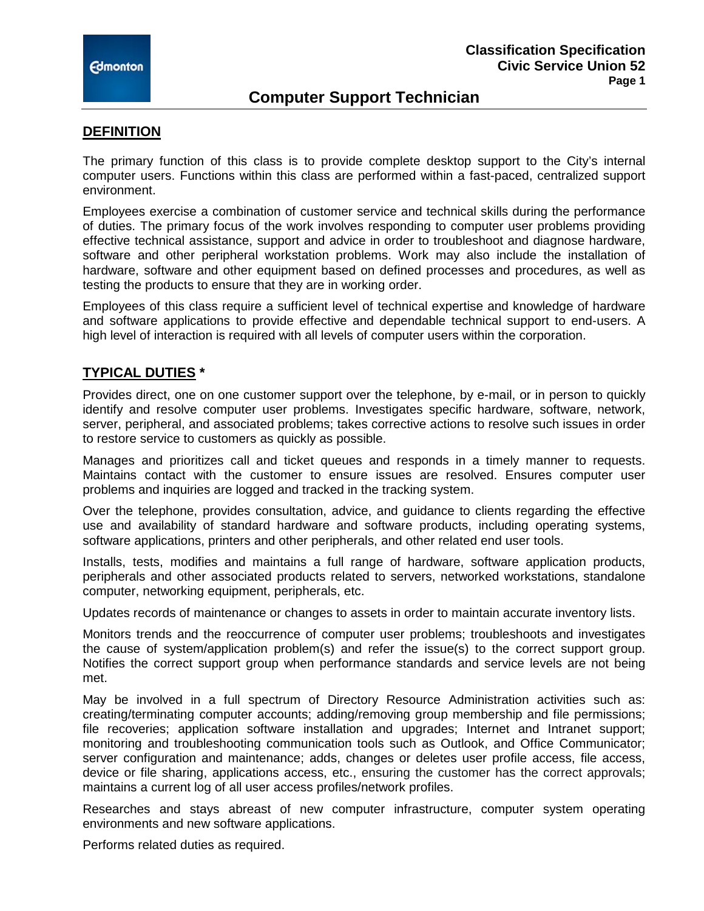# Computer Support Technician

## DEFINITION

The primary function of this class is to provide complete desktop support to the City's internal computer users. Functions within this class are performed within a fast-paced, centralized support environment.

Employees exercise a combination of customer service and technical skills during the performance of duties. The primary focus of the work involves responding to computer user problems providing effective technical assistance, support and advice in order to troubleshoot and diagnose hardware, software and other peripheral workstation problems. Work may also include the installation of hardware, software and other equipment based on defined processes and procedures, as well as testing the products to ensure that they are in working order.

Employees of this class require a sufficient level of technical expertise and knowledge of hardware and software applications to provide effective and dependable technical support to end-users. A high level of interaction is required with all levels of computer users within the corporation.

## TYPICAL DUTIES *

Provides direct, one on one customer support over the telephone, by e-mail, or in person to quickly identify and resolve computer user problems. Investigates specific hardware, software, network, server, peripheral, and associated problems; takes corrective actions to resolve such issues in order to restore service to customers as quickly as possible.

Manages and prioritizes call and ticket queues and responds in a timely manner to requests. Maintains contact with the customer to ensure issues are resolved. Ensures computer user problems and inquiries are logged and tracked in the tracking system.

Over the telephone, provides consultation, advice, and guidance to clients regarding the effective use and availability of standard hardware and software products, including operating systems, software applications, printers and other peripherals, and other related end user tools.

Installs, tests, modifies and maintains a full range of hardware, software application products, peripherals and other associated products related to servers, networked workstations, standalone computer, networking equipment, peripherals, etc.

Updates records of maintenance or changes to assets in order to maintain accurate inventory lists.

Monitors trends and the reoccurrence of computer user problems; troubleshoots and investigates the cause of system/application problem(s) and refer the issue(s) to the correct support group. Notifies the correct support group when performance standards and service levels are not being met.

May be involved in a full spectrum of Directory Resource Administration activities such as: creating/terminating computer accounts; adding/removing group membership and file permissions; file recoveries; application software installation and upgrades; Internet and Intranet support; monitoring and troubleshooting communication tools such as Outlook, and Office Communicator; server configuration and maintenance; adds, changes or deletes user profile access, file access, device or file sharing, applications access, etc., ensuring the customer has the correct approvals; maintains a current log of all user access profiles/network profiles.

Researches and stays abreast of new computer infrastructure, computer system operating environments and new software applications.

Performs related duties as required.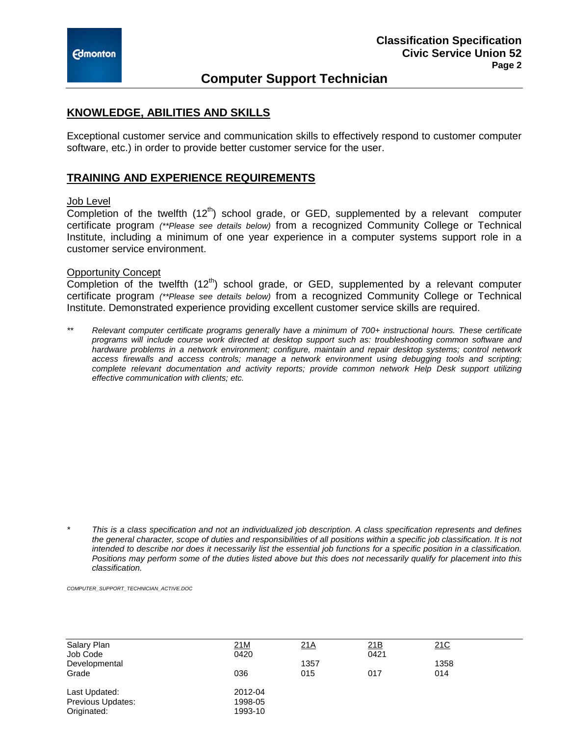## KNOWLEDGE, ABILITIES AND SKILLS

Exceptional customer service and communication skills to effectively respond to customer computer software, etc.) in order to provide better customer service for the user.

## TRAINING AND EXPERIENCE REQUIREMENTS

Job Level

Completion of the twelfth (12th) school grade, or GED, supplemented by a relevant computer certificate program *(**Please see details below)* from a recognized Community College or Technical Institute, including a minimum of one year experience in a computer systems support role in a customer service environment.

Opportunity Concept

Completion of the twelfth (12th) school grade, or GED, supplemented by a relevant computer certificate program *(**Please see details below)* from a recognized Community College or Technical Institute. Demonstrated experience providing excellent customer service skills are required.

** *Relevant computer certificate programs generally have a minimum of 700+ instructional hours. These certificate programs will include course work directed at desktop support such as: troubleshooting common software and hardware problems in a network environment; configure, maintain and repair desktop systems; control network access firewalls and access controls; manage a network environment using debugging tools and scripting; complete relevant documentation and activity reports; provide common network Help Desk support utilizing effective communication with clients; etc.*

\* *This is a class specification and not an individualized job description. A class specification represents and defines the general character, scope of duties and responsibilities of all positions within a specific job classification. It is not intended to describe nor does it necessarily list the essential job functions for a specific position in a classification. Positions may perform some of the duties listed above but this does not necessarily qualify for placement into this classification.*

*COMPUTER_SUPPORT_TECHNICIAN_ACTIVE.DOC*

| Salary Plan | 21M | 21A | 21B | 21C |
|---|---|---|---|---|
| Job Code | 0420 | | 0421 | |
| Developmental | | 1357 | | 1358 |
| Grade | 036 | 015 | 017 | 014 |

| | |
|---|---|
| Last Updated: | 2012-04 |
| Previous Updates: | 1998-05 |
| Originated: | 1993-10 |